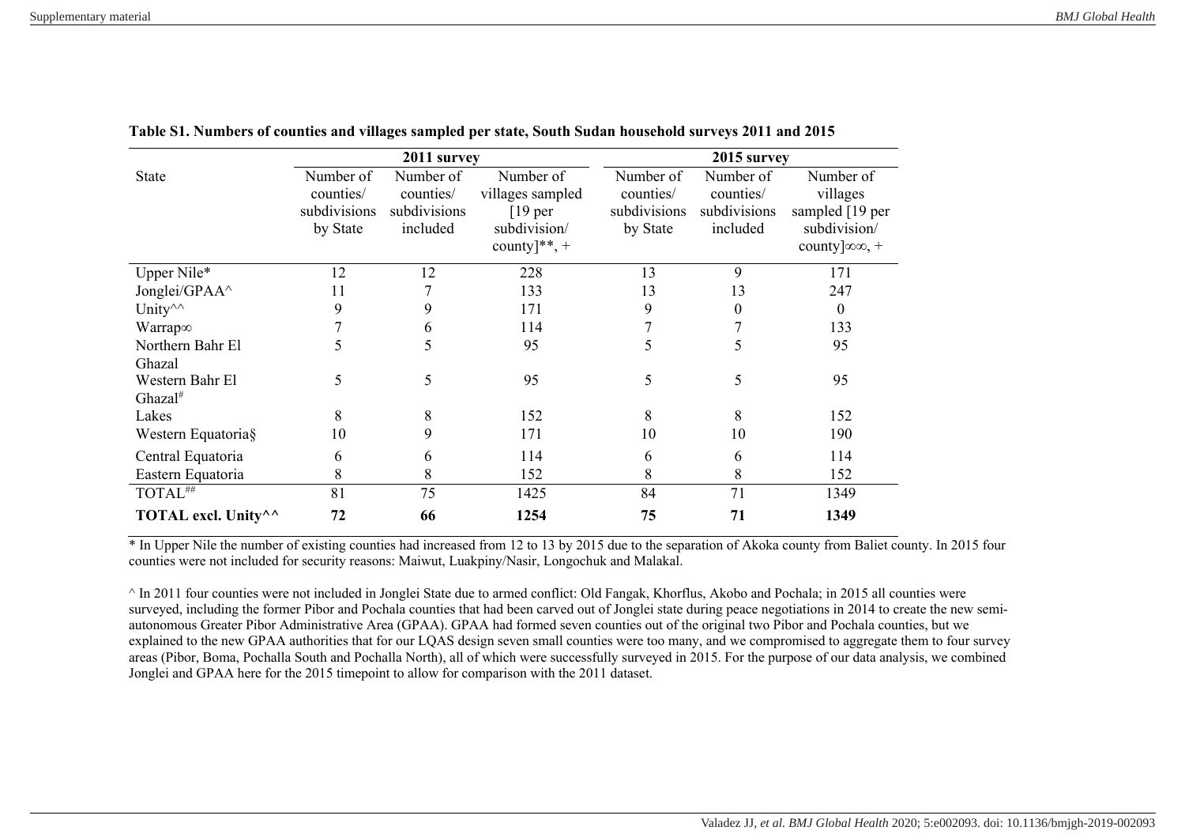**Table S1. Numbers of counties and villages sampled per state, South Sudan household surveys 2011 and 2015**

| State | 2011 survey | | | 2015 survey | | |
|---|---|---|---|---|---|---|
| | Number of counties/ subdivisions by State | Number of counties/ subdivisions included | Number of villages sampled [19 per subdivision/ county]**, + | Number of counties/ subdivisions by State | Number of counties/ subdivisions included | Number of villages sampled [19 per subdivision/ county]∞∞, + |
| Upper Nile* | 12 | 12 | 228 | 13 | 9 | 171 |
| Jonglei/GPAA^ | 11 | 7 | 133 | 13 | 13 | 247 |
| Unity^^ | 9 | 9 | 171 | 9 | 0 | 0 |
| Warrap∞ | 7 | 6 | 114 | 7 | 7 | 133 |
| Northern Bahr El Ghazal | 5 | 5 | 95 | 5 | 5 | 95 |
| Western Bahr El Ghazal[#] | 5 | 5 | 95 | 5 | 5 | 95 |
| Lakes | 8 | 8 | 152 | 8 | 8 | 152 |
| Western Equatoria§ | 10 | 9 | 171 | 10 | 10 | 190 |
| Central Equatoria | 6 | 6 | 114 | 6 | 6 | 114 |
| Eastern Equatoria | 8 | 8 | 152 | 8 | 8 | 152 |
| TOTAL[##] | 81 | 75 | 1425 | 84 | 71 | 1349 |
| **TOTAL excl. Unity^^** | **72** | **66** | **1254** | **75** | **71** | **1349** |

* In Upper Nile the number of existing counties had increased from 12 to 13 by 2015 due to the separation of Akoka county from Baliet county. In 2015 four counties were not included for security reasons: Maiwut, Luakpiny/Nasir, Longochuk and Malakal.

^ In 2011 four counties were not included in Jonglei State due to armed conflict: Old Fangak, Khorflus, Akobo and Pochala; in 2015 all counties were surveyed, including the former Pibor and Pochala counties that had been carved out of Jonglei state during peace negotiations in 2014 to create the new semi-autonomous Greater Pibor Administrative Area (GPAA). GPAA had formed seven counties out of the original two Pibor and Pochala counties, but we explained to the new GPAA authorities that for our LQAS design seven small counties were too many, and we compromised to aggregate them to four survey areas (Pibor, Boma, Pochalla South and Pochalla North), all of which were successfully surveyed in 2015. For the purpose of our data analysis, we combined Jonglei and GPAA here for the 2015 timepoint to allow for comparison with the 2011 dataset.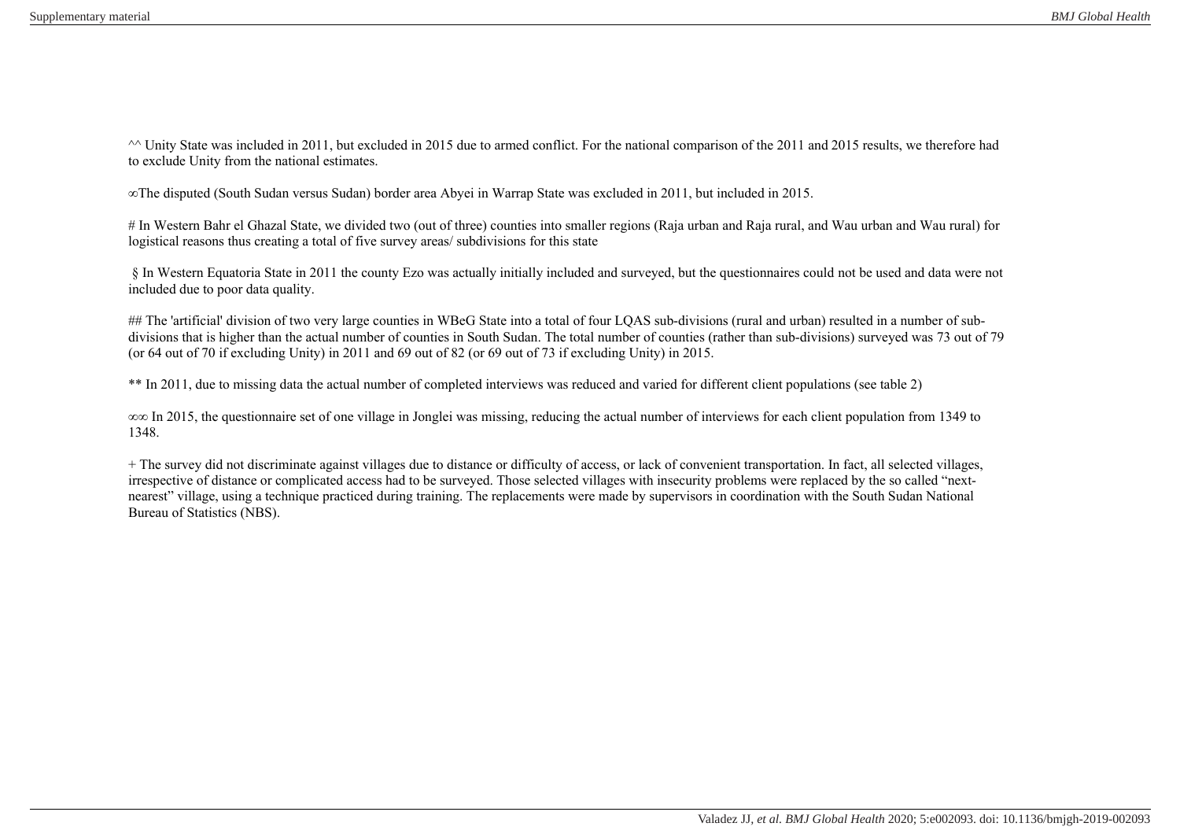^^ Unity State was included in 2011, but excluded in 2015 due to armed conflict. For the national comparison of the 2011 and 2015 results, we therefore had to exclude Unity from the national estimates.

∞The disputed (South Sudan versus Sudan) border area Abyei in Warrap State was excluded in 2011, but included in 2015.

# In Western Bahr el Ghazal State, we divided two (out of three) counties into smaller regions (Raja urban and Raja rural, and Wau urban and Wau rural) for logistical reasons thus creating a total of five survey areas/ subdivisions for this state

§ In Western Equatoria State in 2011 the county Ezo was actually initially included and surveyed, but the questionnaires could not be used and data were not included due to poor data quality.

## The 'artificial' division of two very large counties in WBeG State into a total of four LQAS sub-divisions (rural and urban) resulted in a number of sub-divisions that is higher than the actual number of counties in South Sudan. The total number of counties (rather than sub-divisions) surveyed was 73 out of 79 (or 64 out of 70 if excluding Unity) in 2011 and 69 out of 82 (or 69 out of 73 if excluding Unity) in 2015.

** In 2011, due to missing data the actual number of completed interviews was reduced and varied for different client populations (see table 2)

∞∞ In 2015, the questionnaire set of one village in Jonglei was missing, reducing the actual number of interviews for each client population from 1349 to 1348.

+ The survey did not discriminate against villages due to distance or difficulty of access, or lack of convenient transportation. In fact, all selected villages, irrespective of distance or complicated access had to be surveyed. Those selected villages with insecurity problems were replaced by the so called "next-nearest" village, using a technique practiced during training. The replacements were made by supervisors in coordination with the South Sudan National Bureau of Statistics (NBS).